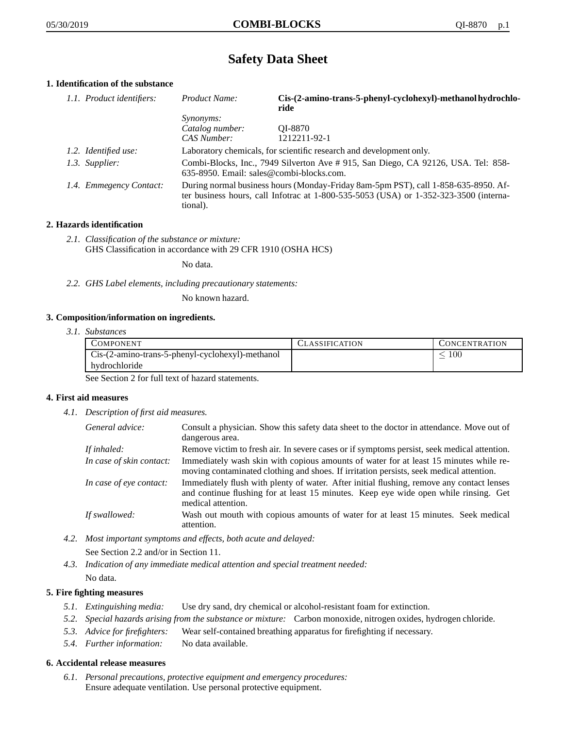# Safety Data Sheet

## 1. Identification of the substance

| | | |
|---|---|---|
| *1.1. Product identifiers:* | *Product Name:* | **Cis-(2-amino-trans-5-phenyl-cyclohexyl)-methanol hydrochloride** |
| | *Synonyms:* | |
| | *Catalog number:* | QI-8870 |
| | *CAS Number:* | 1212211-92-1 |
| *1.2. Identified use:* | Laboratory chemicals, for scientific research and development only. | |
| *1.3. Supplier:* | Combi-Blocks, Inc., 7949 Silverton Ave # 915, San Diego, CA 92126, USA. Tel: 858-635-8950. Email: sales@combi-blocks.com. | |
| *1.4. Emmegency Contact:* | During normal business hours (Monday-Friday 8am-5pm PST), call 1-858-635-8950. After business hours, call Infotrac at 1-800-535-5053 (USA) or 1-352-323-3500 (international). | |

## 2. Hazards identification

*2.1. Classification of the substance or mixture:*
GHS Classification in accordance with 29 CFR 1910 (OSHA HCS)

No data.

*2.2. GHS Label elements, including precautionary statements:*

No known hazard.

## 3. Composition/information on ingredients.

*3.1. Substances*

| COMPONENT | CLASSIFICATION | CONCENTRATION |
|---|---|---|
| Cis-(2-amino-trans-5-phenyl-cyclohexyl)-methanol hydrochloride | | $\leq 100$ |

See Section 2 for full text of hazard statements.

## 4. First aid measures

*4.1. Description of first aid measures.*

| | |
|---|---|
| *General advice:* | Consult a physician. Show this safety data sheet to the doctor in attendance. Move out of dangerous area. |
| *If inhaled:* | Remove victim to fresh air. In severe cases or if symptoms persist, seek medical attention. |
| *In case of skin contact:* | Immediately wash skin with copious amounts of water for at least 15 minutes while removing contaminated clothing and shoes. If irritation persists, seek medical attention. |
| *In case of eye contact:* | Immediately flush with plenty of water. After initial flushing, remove any contact lenses and continue flushing for at least 15 minutes. Keep eye wide open while rinsing. Get medical attention. |
| *If swallowed:* | Wash out mouth with copious amounts of water for at least 15 minutes. Seek medical attention. |

*4.2. Most important symptoms and effects, both acute and delayed:*

See Section 2.2 and/or in Section 11.

*4.3. Indication of any immediate medical attention and special treatment needed:*

No data.

## 5. Fire fighting measures

*5.1. Extinguishing media:* Use dry sand, dry chemical or alcohol-resistant foam for extinction.

*5.2. Special hazards arising from the substance or mixture:* Carbon monoxide, nitrogen oxides, hydrogen chloride.

*5.3. Advice for firefighters:* Wear self-contained breathing apparatus for firefighting if necessary.

*5.4. Further information:* No data available.

## 6. Accidental release measures

*6.1. Personal precautions, protective equipment and emergency procedures:*
Ensure adequate ventilation. Use personal protective equipment.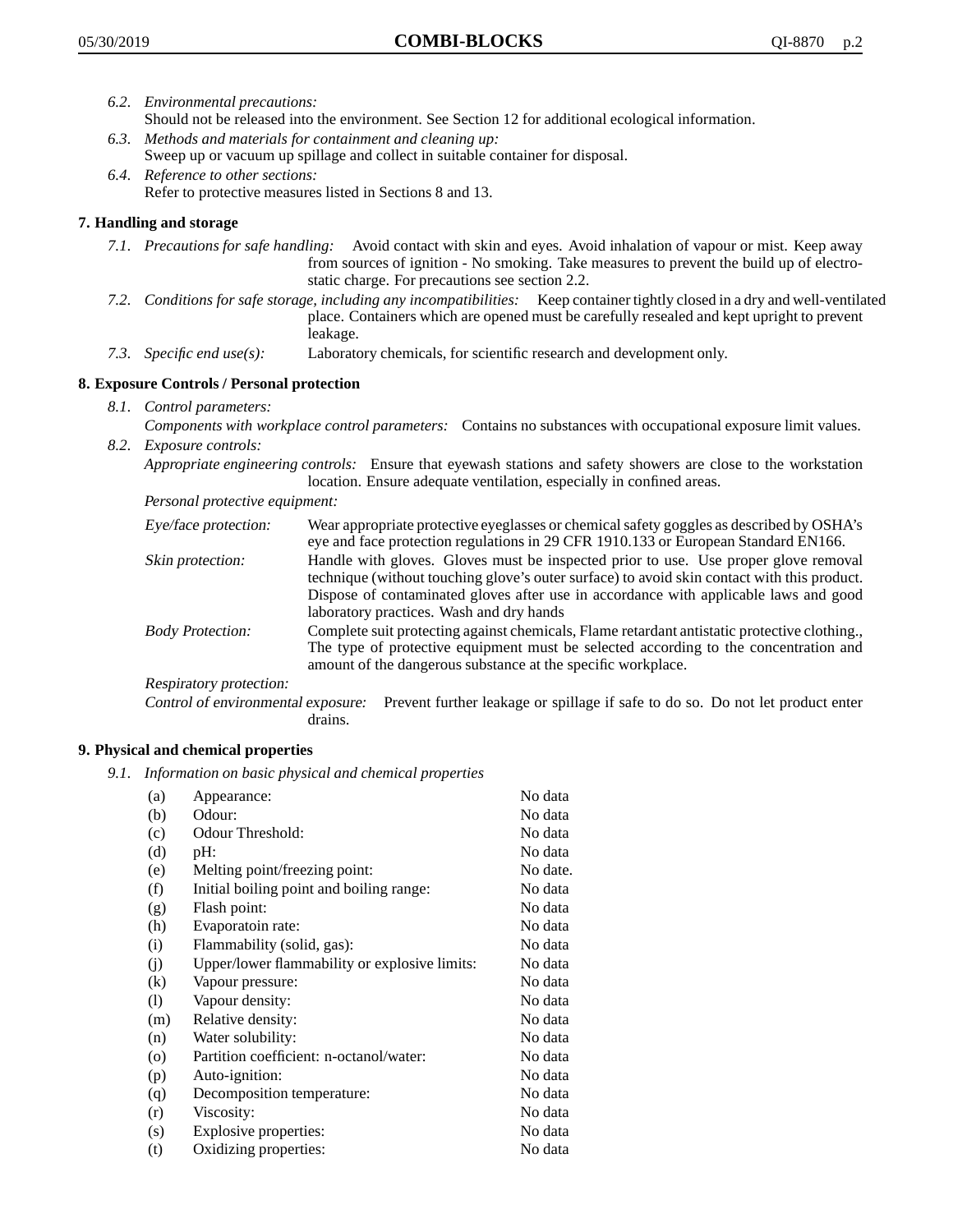*6.2. Environmental precautions:*
Should not be released into the environment. See Section 12 for additional ecological information.

*6.3. Methods and materials for containment and cleaning up:*
Sweep up or vacuum up spillage and collect in suitable container for disposal.

*6.4. Reference to other sections:*
Refer to protective measures listed in Sections 8 and 13.

## 7. Handling and storage

*7.1. Precautions for safe handling:* Avoid contact with skin and eyes. Avoid inhalation of vapour or mist. Keep away from sources of ignition - No smoking. Take measures to prevent the build up of electrostatic charge. For precautions see section 2.2.

*7.2. Conditions for safe storage, including any incompatibilities:* Keep container tightly closed in a dry and well-ventilated place. Containers which are opened must be carefully resealed and kept upright to prevent leakage.

*7.3. Specific end use(s):* Laboratory chemicals, for scientific research and development only.

## 8. Exposure Controls / Personal protection

*8.1. Control parameters:*
*Components with workplace control parameters:* Contains no substances with occupational exposure limit values.

*8.2. Exposure controls:*
*Appropriate engineering controls:* Ensure that eyewash stations and safety showers are close to the workstation location. Ensure adequate ventilation, especially in confined areas.

*Personal protective equipment:*

*Eye/face protection:* Wear appropriate protective eyeglasses or chemical safety goggles as described by OSHA's eye and face protection regulations in 29 CFR 1910.133 or European Standard EN166.

*Skin protection:* Handle with gloves. Gloves must be inspected prior to use. Use proper glove removal technique (without touching glove's outer surface) to avoid skin contact with this product. Dispose of contaminated gloves after use in accordance with applicable laws and good laboratory practices. Wash and dry hands

*Body Protection:* Complete suit protecting against chemicals, Flame retardant antistatic protective clothing., The type of protective equipment must be selected according to the concentration and amount of the dangerous substance at the specific workplace.

*Respiratory protection:*

*Control of environmental exposure:* Prevent further leakage or spillage if safe to do so. Do not let product enter drains.

## 9. Physical and chemical properties

*9.1. Information on basic physical and chemical properties*

| | | |
|---|---|---|
| (a) | Appearance: | No data |
| (b) | Odour: | No data |
| (c) | Odour Threshold: | No data |
| (d) | pH: | No data |
| (e) | Melting point/freezing point: | No date. |
| (f) | Initial boiling point and boiling range: | No data |
| (g) | Flash point: | No data |
| (h) | Evaporatoin rate: | No data |
| (i) | Flammability (solid, gas): | No data |
| (j) | Upper/lower flammability or explosive limits: | No data |
| (k) | Vapour pressure: | No data |
| (l) | Vapour density: | No data |
| (m) | Relative density: | No data |
| (n) | Water solubility: | No data |
| (o) | Partition coefficient: n-octanol/water: | No data |
| (p) | Auto-ignition: | No data |
| (q) | Decomposition temperature: | No data |
| (r) | Viscosity: | No data |
| (s) | Explosive properties: | No data |
| (t) | Oxidizing properties: | No data |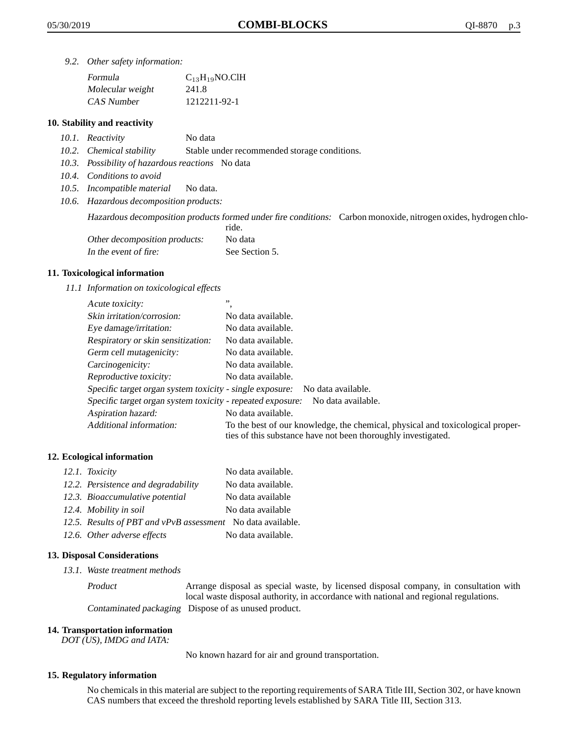*9.2. Other safety information:*

| | |
|---|---|
| *Formula* | $C_{13}H_{19}NO.ClH$ |
| *Molecular weight* | 241.8 |
| *CAS Number* | 1212211-92-1 |

## 10. Stability and reactivity

*10.1. Reactivity* No data

*10.2. Chemical stability* Stable under recommended storage conditions.

*10.3. Possibility of hazardous reactions* No data

*10.4. Conditions to avoid*

*10.5. Incompatible material* No data.

*10.6. Hazardous decomposition products:*

*Hazardous decomposition products formed under fire conditions:* Carbon monoxide, nitrogen oxides, hydrogen chloride.

*Other decomposition products:* No data

*In the event of fire:* See Section 5.

## 11. Toxicological information

*11.1 Information on toxicological effects*

| | |
|---|---|
| *Acute toxicity:* | ", |
| *Skin irritation/corrosion:* | No data available. |
| *Eye damage/irritation:* | No data available. |
| *Respiratory or skin sensitization:* | No data available. |
| *Germ cell mutagenicity:* | No data available. |
| *Carcinogenicity:* | No data available. |
| *Reproductive toxicity:* | No data available. |
| *Specific target organ system toxicity - single exposure:* | No data available. |
| *Specific target organ system toxicity - repeated exposure:* | No data available. |
| *Aspiration hazard:* | No data available. |
| *Additional information:* | To the best of our knowledge, the chemical, physical and toxicological properties of this substance have not been thoroughly investigated. |

## 12. Ecological information

| | |
|---|---|
| *12.1. Toxicity* | No data available. |
| *12.2. Persistence and degradability* | No data available. |
| *12.3. Bioaccumulative potential* | No data available |
| *12.4. Mobility in soil* | No data available |
| *12.5. Results of PBT and vPvB assessment* | No data available. |
| *12.6. Other adverse effects* | No data available. |

## 13. Disposal Considerations

*13.1. Waste treatment methods*

*Product* Arrange disposal as special waste, by licensed disposal company, in consultation with local waste disposal authority, in accordance with national and regional regulations.

*Contaminated packaging* Dispose of as unused product.

## 14. Transportation information

*DOT (US), IMDG and IATA:*

No known hazard for air and ground transportation.

## 15. Regulatory information

No chemicals in this material are subject to the reporting requirements of SARA Title III, Section 302, or have known CAS numbers that exceed the threshold reporting levels established by SARA Title III, Section 313.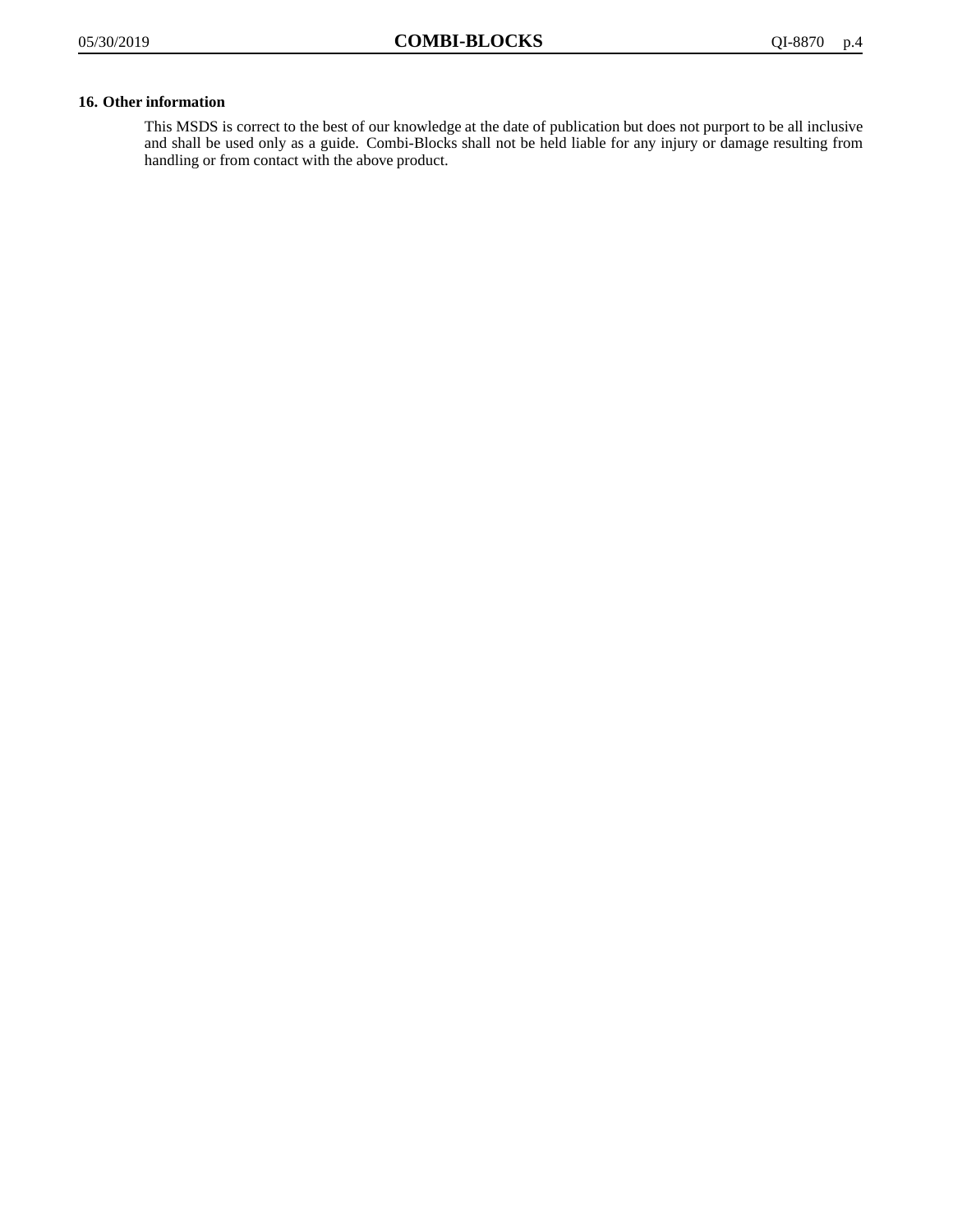## 16. Other information

This MSDS is correct to the best of our knowledge at the date of publication but does not purport to be all inclusive and shall be used only as a guide. Combi-Blocks shall not be held liable for any injury or damage resulting from handling or from contact with the above product.